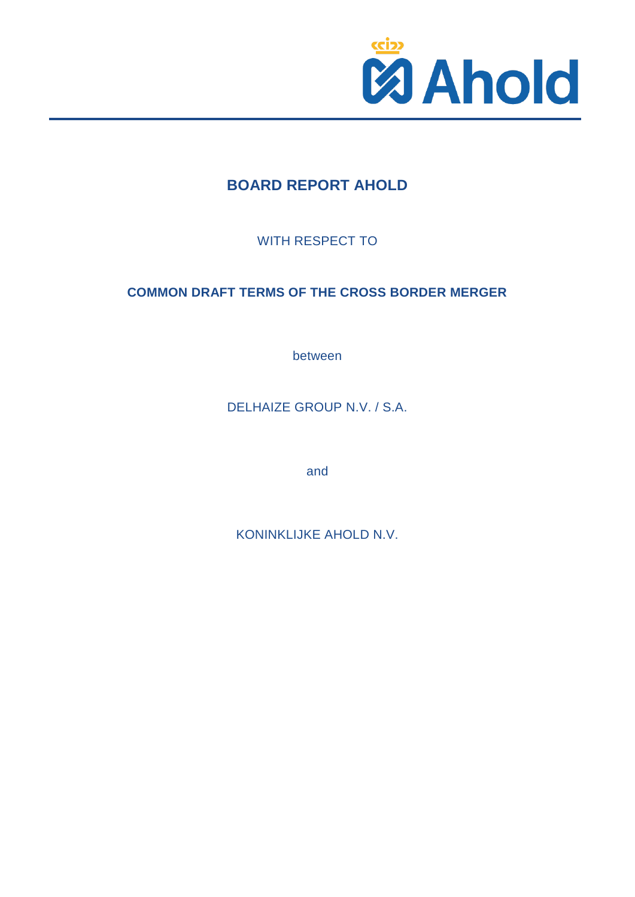# BOARD REPORT AHOLD

WITH RESPECT TO

## COMMON DRAFT TERMS OF THE CROSS BORDER MERGER

between

DELHAIZE GROUP N.V. / S.A.

and

KONINKLIJKE AHOLD N.V.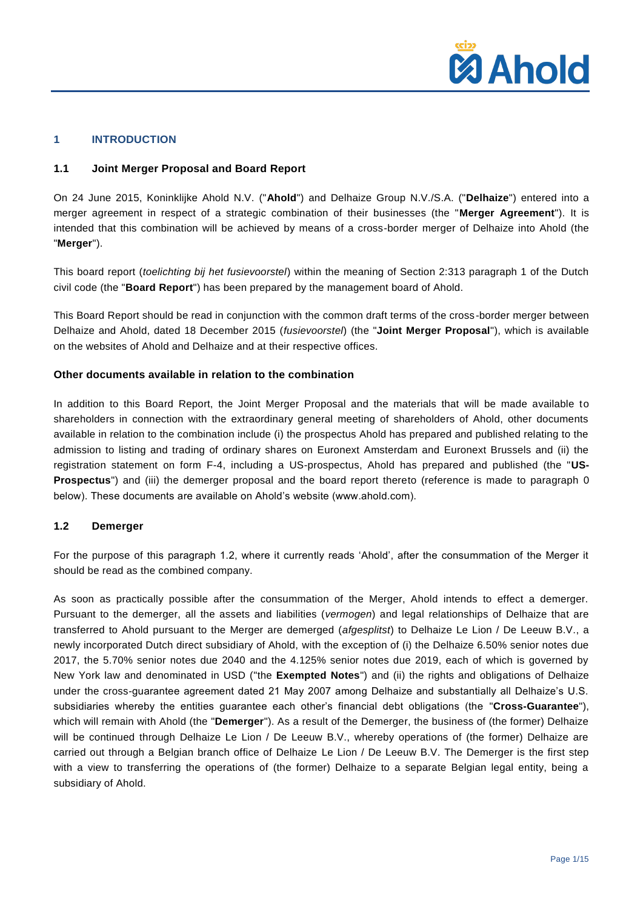## 1 INTRODUCTION

### 1.1 Joint Merger Proposal and Board Report

On 24 June 2015, Koninklijke Ahold N.V. ("**Ahold**") and Delhaize Group N.V./S.A. ("**Delhaize**") entered into a merger agreement in respect of a strategic combination of their businesses (the "**Merger Agreement**"). It is intended that this combination will be achieved by means of a cross-border merger of Delhaize into Ahold (the "**Merger**").

This board report (*toelichting bij het fusievoorstel*) within the meaning of Section 2:313 paragraph 1 of the Dutch civil code (the "**Board Report**") has been prepared by the management board of Ahold.

This Board Report should be read in conjunction with the common draft terms of the cross-border merger between Delhaize and Ahold, dated 18 December 2015 (*fusievoorstel*) (the "**Joint Merger Proposal**"), which is available on the websites of Ahold and Delhaize and at their respective offices.

#### Other documents available in relation to the combination

In addition to this Board Report, the Joint Merger Proposal and the materials that will be made available to shareholders in connection with the extraordinary general meeting of shareholders of Ahold, other documents available in relation to the combination include (i) the prospectus Ahold has prepared and published relating to the admission to listing and trading of ordinary shares on Euronext Amsterdam and Euronext Brussels and (ii) the registration statement on form F-4, including a US-prospectus, Ahold has prepared and published (the "**US-Prospectus**") and (iii) the demerger proposal and the board report thereto (reference is made to paragraph 0 below). These documents are available on Ahold's website (www.ahold.com).

### 1.2 Demerger

For the purpose of this paragraph 1.2, where it currently reads 'Ahold', after the consummation of the Merger it should be read as the combined company.

As soon as practically possible after the consummation of the Merger, Ahold intends to effect a demerger. Pursuant to the demerger, all the assets and liabilities (*vermogen*) and legal relationships of Delhaize that are transferred to Ahold pursuant to the Merger are demerged (*afgesplitst*) to Delhaize Le Lion / De Leeuw B.V., a newly incorporated Dutch direct subsidiary of Ahold, with the exception of (i) the Delhaize 6.50% senior notes due 2017, the 5.70% senior notes due 2040 and the 4.125% senior notes due 2019, each of which is governed by New York law and denominated in USD ("the **Exempted Notes**") and (ii) the rights and obligations of Delhaize under the cross-guarantee agreement dated 21 May 2007 among Delhaize and substantially all Delhaize's U.S. subsidiaries whereby the entities guarantee each other's financial debt obligations (the "**Cross-Guarantee**"), which will remain with Ahold (the "**Demerger**"). As a result of the Demerger, the business of (the former) Delhaize will be continued through Delhaize Le Lion / De Leeuw B.V., whereby operations of (the former) Delhaize are carried out through a Belgian branch office of Delhaize Le Lion / De Leeuw B.V. The Demerger is the first step with a view to transferring the operations of (the former) Delhaize to a separate Belgian legal entity, being a subsidiary of Ahold.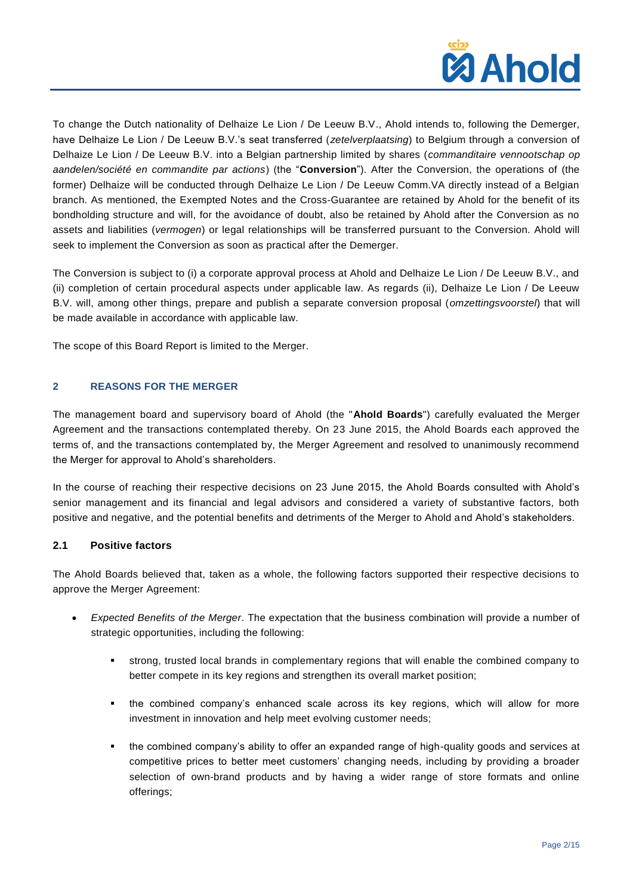To change the Dutch nationality of Delhaize Le Lion / De Leeuw B.V., Ahold intends to, following the Demerger, have Delhaize Le Lion / De Leeuw B.V.'s seat transferred (*zetelverplaatsing*) to Belgium through a conversion of Delhaize Le Lion / De Leeuw B.V. into a Belgian partnership limited by shares (*commanditaire vennootschap op aandelen/société en commandite par actions*) (the "**Conversion**"). After the Conversion, the operations of (the former) Delhaize will be conducted through Delhaize Le Lion / De Leeuw Comm.VA directly instead of a Belgian branch. As mentioned, the Exempted Notes and the Cross-Guarantee are retained by Ahold for the benefit of its bondholding structure and will, for the avoidance of doubt, also be retained by Ahold after the Conversion as no assets and liabilities (*vermogen*) or legal relationships will be transferred pursuant to the Conversion. Ahold will seek to implement the Conversion as soon as practical after the Demerger.

The Conversion is subject to (i) a corporate approval process at Ahold and Delhaize Le Lion / De Leeuw B.V., and (ii) completion of certain procedural aspects under applicable law. As regards (ii), Delhaize Le Lion / De Leeuw B.V. will, among other things, prepare and publish a separate conversion proposal (*omzettingsvoorstel*) that will be made available in accordance with applicable law.

The scope of this Board Report is limited to the Merger.

## 2 REASONS FOR THE MERGER

The management board and supervisory board of Ahold (the "**Ahold Boards**") carefully evaluated the Merger Agreement and the transactions contemplated thereby. On 23 June 2015, the Ahold Boards each approved the terms of, and the transactions contemplated by, the Merger Agreement and resolved to unanimously recommend the Merger for approval to Ahold's shareholders.

In the course of reaching their respective decisions on 23 June 2015, the Ahold Boards consulted with Ahold's senior management and its financial and legal advisors and considered a variety of substantive factors, both positive and negative, and the potential benefits and detriments of the Merger to Ahold and Ahold's stakeholders.

### 2.1 Positive factors

The Ahold Boards believed that, taken as a whole, the following factors supported their respective decisions to approve the Merger Agreement:

- *Expected Benefits of the Merger*. The expectation that the business combination will provide a number of strategic opportunities, including the following:
  - strong, trusted local brands in complementary regions that will enable the combined company to better compete in its key regions and strengthen its overall market position;
  - the combined company's enhanced scale across its key regions, which will allow for more investment in innovation and help meet evolving customer needs;
  - the combined company's ability to offer an expanded range of high-quality goods and services at competitive prices to better meet customers' changing needs, including by providing a broader selection of own-brand products and by having a wider range of store formats and online offerings;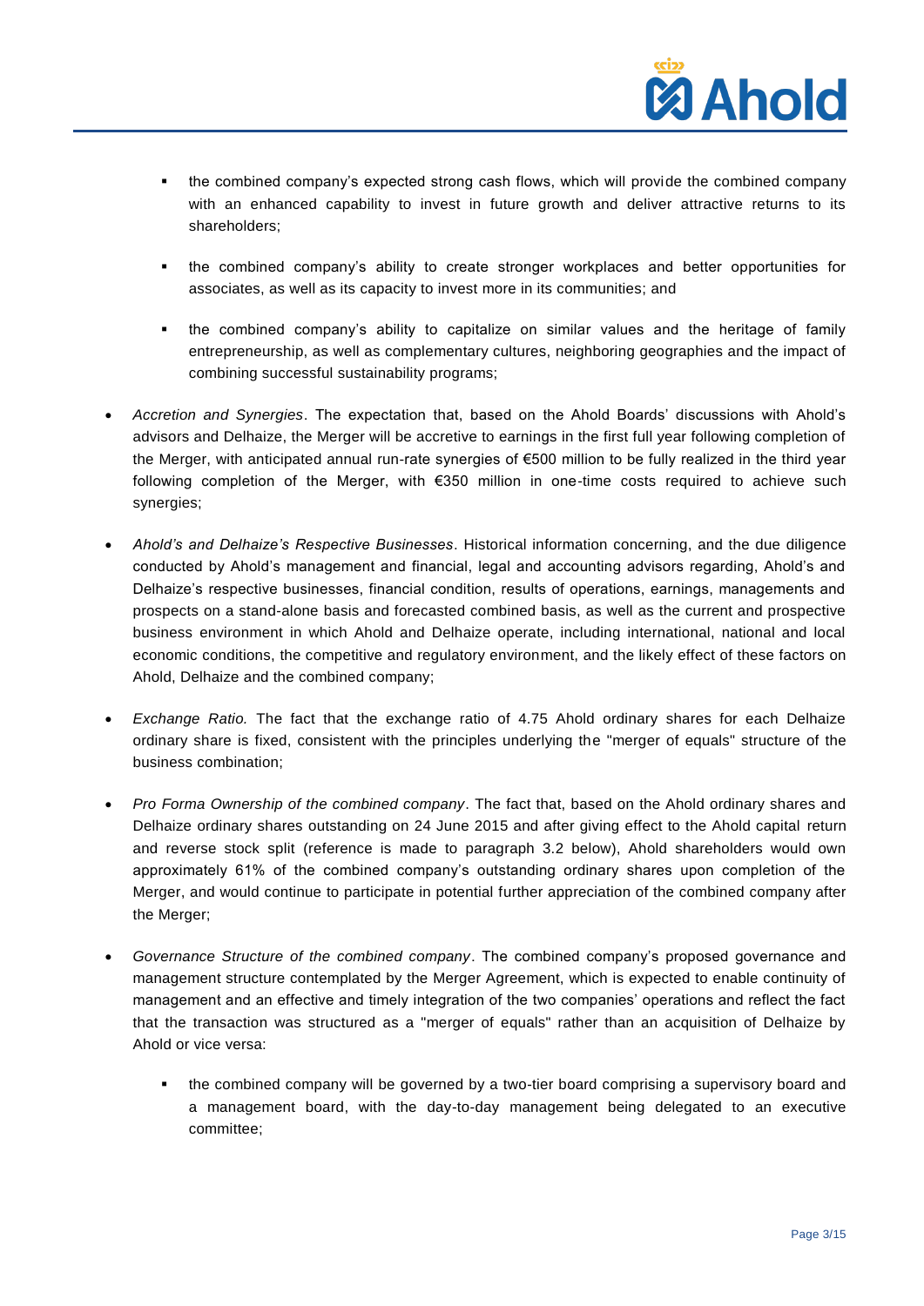- the combined company's expected strong cash flows, which will provide the combined company with an enhanced capability to invest in future growth and deliver attractive returns to its shareholders;

- the combined company's ability to create stronger workplaces and better opportunities for associates, as well as its capacity to invest more in its communities; and

- the combined company's ability to capitalize on similar values and the heritage of family entrepreneurship, as well as complementary cultures, neighboring geographies and the impact of combining successful sustainability programs;

- *Accretion and Synergies*. The expectation that, based on the Ahold Boards' discussions with Ahold's advisors and Delhaize, the Merger will be accretive to earnings in the first full year following completion of the Merger, with anticipated annual run-rate synergies of €500 million to be fully realized in the third year following completion of the Merger, with €350 million in one-time costs required to achieve such synergies;

- *Ahold's and Delhaize's Respective Businesses*. Historical information concerning, and the due diligence conducted by Ahold's management and financial, legal and accounting advisors regarding, Ahold's and Delhaize's respective businesses, financial condition, results of operations, earnings, managements and prospects on a stand-alone basis and forecasted combined basis, as well as the current and prospective business environment in which Ahold and Delhaize operate, including international, national and local economic conditions, the competitive and regulatory environment, and the likely effect of these factors on Ahold, Delhaize and the combined company;

- *Exchange Ratio.* The fact that the exchange ratio of 4.75 Ahold ordinary shares for each Delhaize ordinary share is fixed, consistent with the principles underlying the "merger of equals" structure of the business combination;

- *Pro Forma Ownership of the combined company*. The fact that, based on the Ahold ordinary shares and Delhaize ordinary shares outstanding on 24 June 2015 and after giving effect to the Ahold capital return and reverse stock split (reference is made to paragraph 3.2 below), Ahold shareholders would own approximately 61% of the combined company's outstanding ordinary shares upon completion of the Merger, and would continue to participate in potential further appreciation of the combined company after the Merger;

- *Governance Structure of the combined company*. The combined company's proposed governance and management structure contemplated by the Merger Agreement, which is expected to enable continuity of management and an effective and timely integration of the two companies' operations and reflect the fact that the transaction was structured as a "merger of equals" rather than an acquisition of Delhaize by Ahold or vice versa:

  - the combined company will be governed by a two-tier board comprising a supervisory board and a management board, with the day-to-day management being delegated to an executive committee;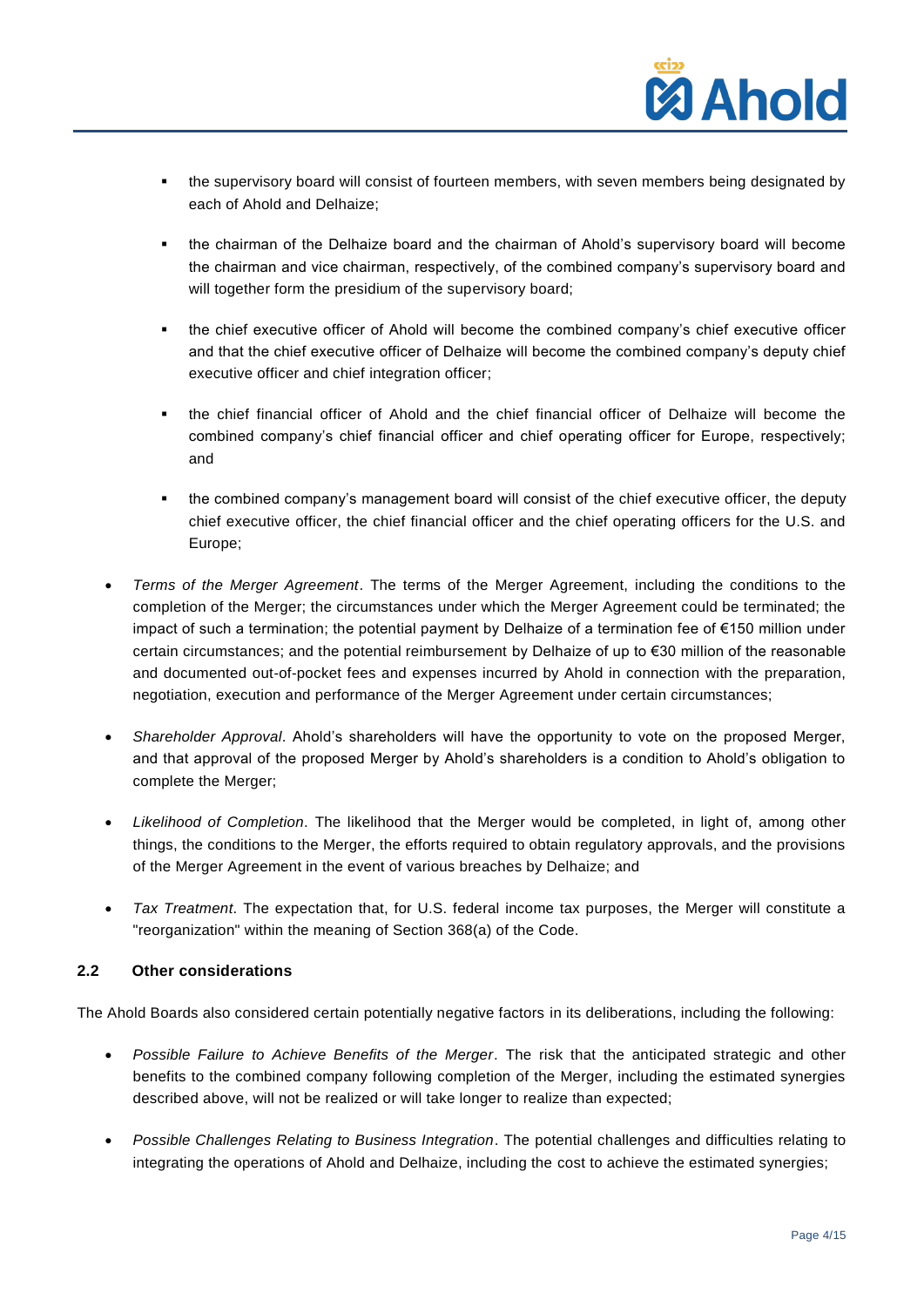- the supervisory board will consist of fourteen members, with seven members being designated by each of Ahold and Delhaize;

  - the chairman of the Delhaize board and the chairman of Ahold's supervisory board will become the chairman and vice chairman, respectively, of the combined company's supervisory board and will together form the presidium of the supervisory board;

  - the chief executive officer of Ahold will become the combined company's chief executive officer and that the chief executive officer of Delhaize will become the combined company's deputy chief executive officer and chief integration officer;

  - the chief financial officer of Ahold and the chief financial officer of Delhaize will become the combined company's chief financial officer and chief operating officer for Europe, respectively; and

  - the combined company's management board will consist of the chief executive officer, the deputy chief executive officer, the chief financial officer and the chief operating officers for the U.S. and Europe;

- *Terms of the Merger Agreement*. The terms of the Merger Agreement, including the conditions to the completion of the Merger; the circumstances under which the Merger Agreement could be terminated; the impact of such a termination; the potential payment by Delhaize of a termination fee of €150 million under certain circumstances; and the potential reimbursement by Delhaize of up to €30 million of the reasonable and documented out-of-pocket fees and expenses incurred by Ahold in connection with the preparation, negotiation, execution and performance of the Merger Agreement under certain circumstances;

- *Shareholder Approval*. Ahold's shareholders will have the opportunity to vote on the proposed Merger, and that approval of the proposed Merger by Ahold's shareholders is a condition to Ahold's obligation to complete the Merger;

- *Likelihood of Completion*. The likelihood that the Merger would be completed, in light of, among other things, the conditions to the Merger, the efforts required to obtain regulatory approvals, and the provisions of the Merger Agreement in the event of various breaches by Delhaize; and

- *Tax Treatment*. The expectation that, for U.S. federal income tax purposes, the Merger will constitute a "reorganization" within the meaning of Section 368(a) of the Code.

## 2.2 Other considerations

The Ahold Boards also considered certain potentially negative factors in its deliberations, including the following:

- *Possible Failure to Achieve Benefits of the Merger*. The risk that the anticipated strategic and other benefits to the combined company following completion of the Merger, including the estimated synergies described above, will not be realized or will take longer to realize than expected;

- *Possible Challenges Relating to Business Integration*. The potential challenges and difficulties relating to integrating the operations of Ahold and Delhaize, including the cost to achieve the estimated synergies;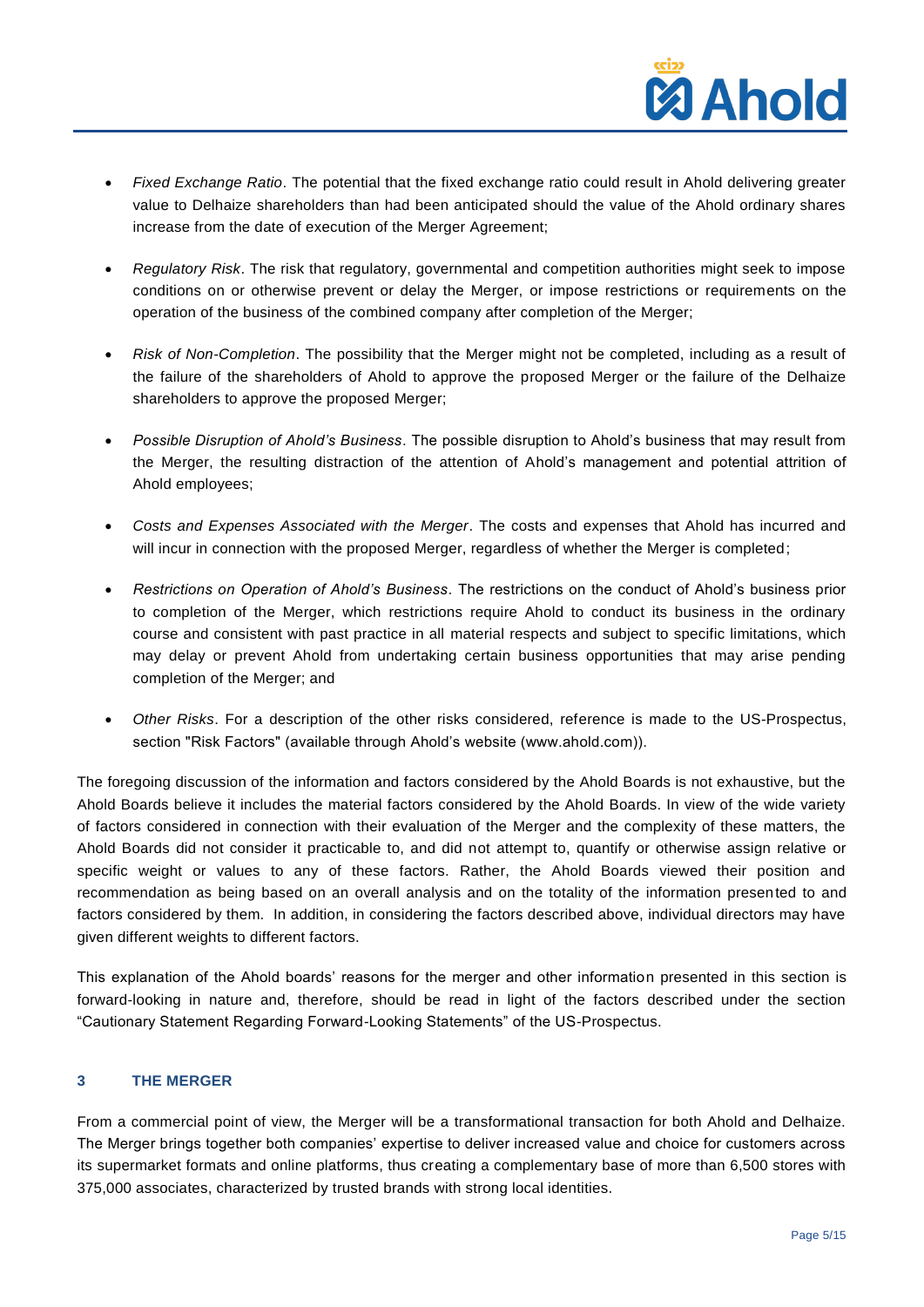- *Fixed Exchange Ratio*. The potential that the fixed exchange ratio could result in Ahold delivering greater value to Delhaize shareholders than had been anticipated should the value of the Ahold ordinary shares increase from the date of execution of the Merger Agreement;

- *Regulatory Risk*. The risk that regulatory, governmental and competition authorities might seek to impose conditions on or otherwise prevent or delay the Merger, or impose restrictions or requirements on the operation of the business of the combined company after completion of the Merger;

- *Risk of Non-Completion*. The possibility that the Merger might not be completed, including as a result of the failure of the shareholders of Ahold to approve the proposed Merger or the failure of the Delhaize shareholders to approve the proposed Merger;

- *Possible Disruption of Ahold's Business*. The possible disruption to Ahold's business that may result from the Merger, the resulting distraction of the attention of Ahold's management and potential attrition of Ahold employees;

- *Costs and Expenses Associated with the Merger*. The costs and expenses that Ahold has incurred and will incur in connection with the proposed Merger, regardless of whether the Merger is completed;

- *Restrictions on Operation of Ahold's Business*. The restrictions on the conduct of Ahold's business prior to completion of the Merger, which restrictions require Ahold to conduct its business in the ordinary course and consistent with past practice in all material respects and subject to specific limitations, which may delay or prevent Ahold from undertaking certain business opportunities that may arise pending completion of the Merger; and

- *Other Risks*. For a description of the other risks considered, reference is made to the US-Prospectus, section "Risk Factors" (available through Ahold's website (www.ahold.com)).

The foregoing discussion of the information and factors considered by the Ahold Boards is not exhaustive, but the Ahold Boards believe it includes the material factors considered by the Ahold Boards. In view of the wide variety of factors considered in connection with their evaluation of the Merger and the complexity of these matters, the Ahold Boards did not consider it practicable to, and did not attempt to, quantify or otherwise assign relative or specific weight or values to any of these factors. Rather, the Ahold Boards viewed their position and recommendation as being based on an overall analysis and on the totality of the information presented to and factors considered by them. In addition, in considering the factors described above, individual directors may have given different weights to different factors.

This explanation of the Ahold boards' reasons for the merger and other information presented in this section is forward-looking in nature and, therefore, should be read in light of the factors described under the section "Cautionary Statement Regarding Forward-Looking Statements" of the US-Prospectus.

## 3 THE MERGER

From a commercial point of view, the Merger will be a transformational transaction for both Ahold and Delhaize. The Merger brings together both companies' expertise to deliver increased value and choice for customers across its supermarket formats and online platforms, thus creating a complementary base of more than 6,500 stores with 375,000 associates, characterized by trusted brands with strong local identities.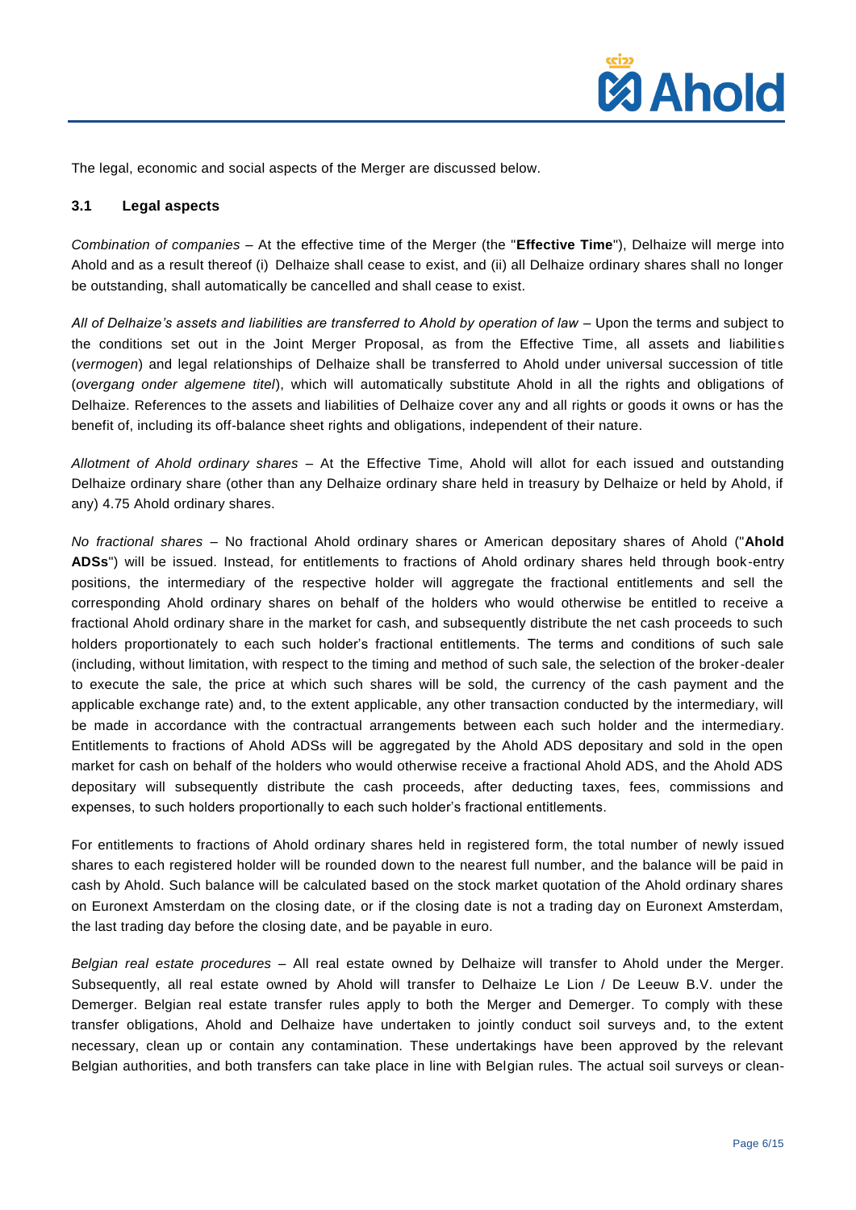The legal, economic and social aspects of the Merger are discussed below.

### 3.1 Legal aspects

*Combination of companies* – At the effective time of the Merger (the "**Effective Time**"), Delhaize will merge into Ahold and as a result thereof (i) Delhaize shall cease to exist, and (ii) all Delhaize ordinary shares shall no longer be outstanding, shall automatically be cancelled and shall cease to exist.

*All of Delhaize's assets and liabilities are transferred to Ahold by operation of law* – Upon the terms and subject to the conditions set out in the Joint Merger Proposal, as from the Effective Time, all assets and liabilities (*vermogen*) and legal relationships of Delhaize shall be transferred to Ahold under universal succession of title (*overgang onder algemene titel*), which will automatically substitute Ahold in all the rights and obligations of Delhaize. References to the assets and liabilities of Delhaize cover any and all rights or goods it owns or has the benefit of, including its off-balance sheet rights and obligations, independent of their nature.

*Allotment of Ahold ordinary shares* – At the Effective Time, Ahold will allot for each issued and outstanding Delhaize ordinary share (other than any Delhaize ordinary share held in treasury by Delhaize or held by Ahold, if any) 4.75 Ahold ordinary shares.

*No fractional shares* – No fractional Ahold ordinary shares or American depositary shares of Ahold ("**Ahold ADSs**") will be issued. Instead, for entitlements to fractions of Ahold ordinary shares held through book-entry positions, the intermediary of the respective holder will aggregate the fractional entitlements and sell the corresponding Ahold ordinary shares on behalf of the holders who would otherwise be entitled to receive a fractional Ahold ordinary share in the market for cash, and subsequently distribute the net cash proceeds to such holders proportionately to each such holder's fractional entitlements. The terms and conditions of such sale (including, without limitation, with respect to the timing and method of such sale, the selection of the broker-dealer to execute the sale, the price at which such shares will be sold, the currency of the cash payment and the applicable exchange rate) and, to the extent applicable, any other transaction conducted by the intermediary, will be made in accordance with the contractual arrangements between each such holder and the intermediary. Entitlements to fractions of Ahold ADSs will be aggregated by the Ahold ADS depositary and sold in the open market for cash on behalf of the holders who would otherwise receive a fractional Ahold ADS, and the Ahold ADS depositary will subsequently distribute the cash proceeds, after deducting taxes, fees, commissions and expenses, to such holders proportionally to each such holder's fractional entitlements.

For entitlements to fractions of Ahold ordinary shares held in registered form, the total number of newly issued shares to each registered holder will be rounded down to the nearest full number, and the balance will be paid in cash by Ahold. Such balance will be calculated based on the stock market quotation of the Ahold ordinary shares on Euronext Amsterdam on the closing date, or if the closing date is not a trading day on Euronext Amsterdam, the last trading day before the closing date, and be payable in euro.

*Belgian real estate procedures* – All real estate owned by Delhaize will transfer to Ahold under the Merger. Subsequently, all real estate owned by Ahold will transfer to Delhaize Le Lion / De Leeuw B.V. under the Demerger. Belgian real estate transfer rules apply to both the Merger and Demerger. To comply with these transfer obligations, Ahold and Delhaize have undertaken to jointly conduct soil surveys and, to the extent necessary, clean up or contain any contamination. These undertakings have been approved by the relevant Belgian authorities, and both transfers can take place in line with Belgian rules. The actual soil surveys or clean-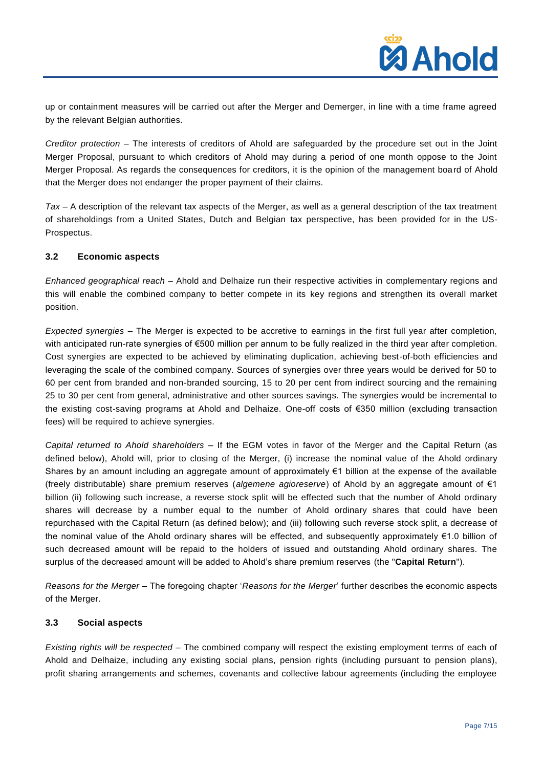up or containment measures will be carried out after the Merger and Demerger, in line with a time frame agreed by the relevant Belgian authorities.

*Creditor protection* – The interests of creditors of Ahold are safeguarded by the procedure set out in the Joint Merger Proposal, pursuant to which creditors of Ahold may during a period of one month oppose to the Joint Merger Proposal. As regards the consequences for creditors, it is the opinion of the management board of Ahold that the Merger does not endanger the proper payment of their claims.

*Tax* – A description of the relevant tax aspects of the Merger, as well as a general description of the tax treatment of shareholdings from a United States, Dutch and Belgian tax perspective, has been provided for in the US-Prospectus.

### 3.2 Economic aspects

*Enhanced geographical reach* – Ahold and Delhaize run their respective activities in complementary regions and this will enable the combined company to better compete in its key regions and strengthen its overall market position.

*Expected synergies* – The Merger is expected to be accretive to earnings in the first full year after completion, with anticipated run-rate synergies of €500 million per annum to be fully realized in the third year after completion. Cost synergies are expected to be achieved by eliminating duplication, achieving best-of-both efficiencies and leveraging the scale of the combined company. Sources of synergies over three years would be derived for 50 to 60 per cent from branded and non-branded sourcing, 15 to 20 per cent from indirect sourcing and the remaining 25 to 30 per cent from general, administrative and other sources savings. The synergies would be incremental to the existing cost-saving programs at Ahold and Delhaize. One-off costs of €350 million (excluding transaction fees) will be required to achieve synergies.

*Capital returned to Ahold shareholders* – If the EGM votes in favor of the Merger and the Capital Return (as defined below), Ahold will, prior to closing of the Merger, (i) increase the nominal value of the Ahold ordinary Shares by an amount including an aggregate amount of approximately €1 billion at the expense of the available (freely distributable) share premium reserves (*algemene agioreserve*) of Ahold by an aggregate amount of €1 billion (ii) following such increase, a reverse stock split will be effected such that the number of Ahold ordinary shares will decrease by a number equal to the number of Ahold ordinary shares that could have been repurchased with the Capital Return (as defined below); and (iii) following such reverse stock split, a decrease of the nominal value of the Ahold ordinary shares will be effected, and subsequently approximately €1.0 billion of such decreased amount will be repaid to the holders of issued and outstanding Ahold ordinary shares. The surplus of the decreased amount will be added to Ahold's share premium reserves (the "**Capital Return**").

*Reasons for the Merger* – The foregoing chapter '*Reasons for the Merger*' further describes the economic aspects of the Merger.

### 3.3 Social aspects

*Existing rights will be respected* – The combined company will respect the existing employment terms of each of Ahold and Delhaize, including any existing social plans, pension rights (including pursuant to pension plans), profit sharing arrangements and schemes, covenants and collective labour agreements (including the employee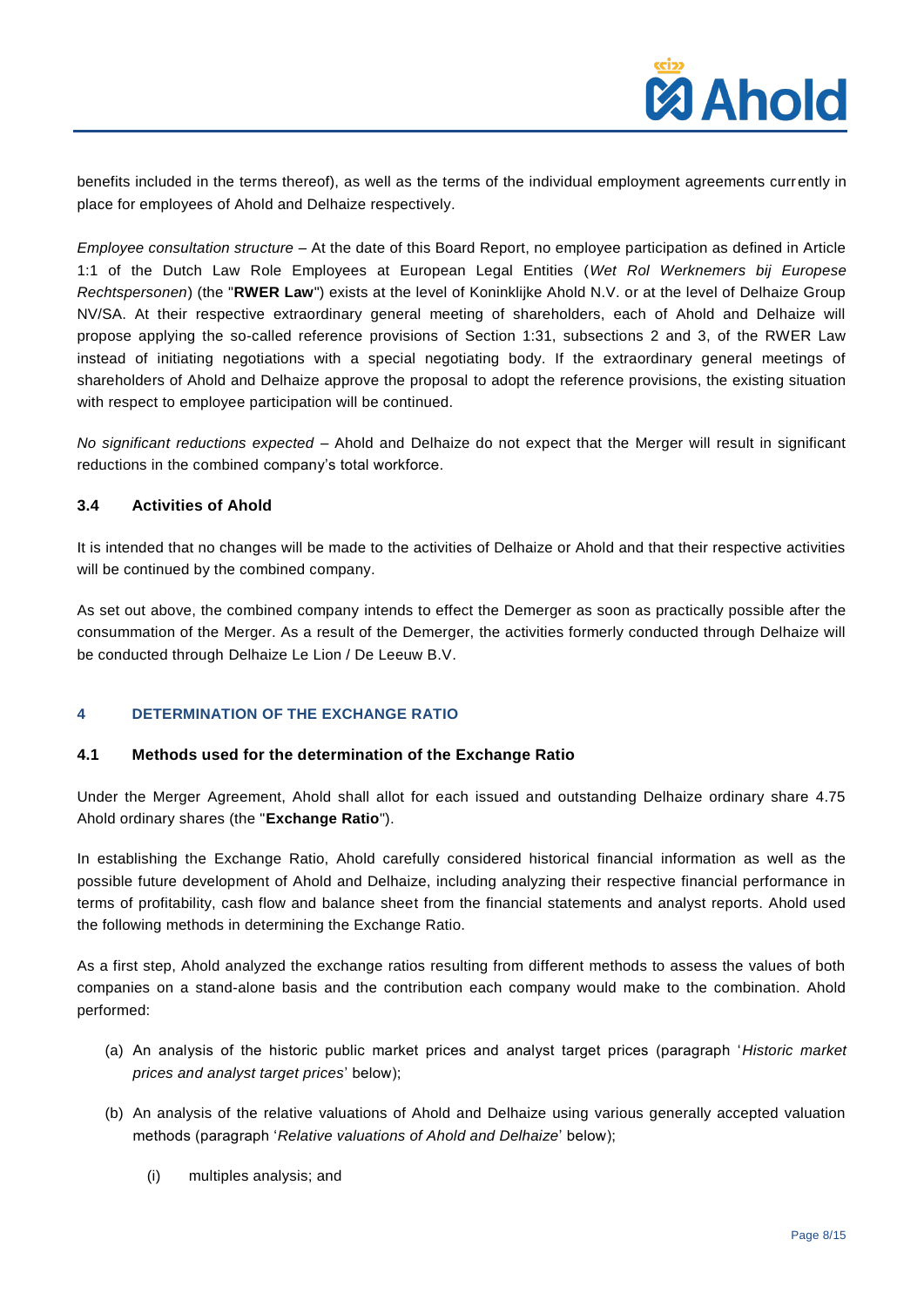benefits included in the terms thereof), as well as the terms of the individual employment agreements currently in place for employees of Ahold and Delhaize respectively.

*Employee consultation structure* – At the date of this Board Report, no employee participation as defined in Article 1:1 of the Dutch Law Role Employees at European Legal Entities (*Wet Rol Werknemers bij Europese Rechtspersonen*) (the "**RWER Law**") exists at the level of Koninklijke Ahold N.V. or at the level of Delhaize Group NV/SA. At their respective extraordinary general meeting of shareholders, each of Ahold and Delhaize will propose applying the so-called reference provisions of Section 1:31, subsections 2 and 3, of the RWER Law instead of initiating negotiations with a special negotiating body. If the extraordinary general meetings of shareholders of Ahold and Delhaize approve the proposal to adopt the reference provisions, the existing situation with respect to employee participation will be continued.

*No significant reductions expected* – Ahold and Delhaize do not expect that the Merger will result in significant reductions in the combined company's total workforce.

### 3.4 Activities of Ahold

It is intended that no changes will be made to the activities of Delhaize or Ahold and that their respective activities will be continued by the combined company.

As set out above, the combined company intends to effect the Demerger as soon as practically possible after the consummation of the Merger. As a result of the Demerger, the activities formerly conducted through Delhaize will be conducted through Delhaize Le Lion / De Leeuw B.V.

## 4 DETERMINATION OF THE EXCHANGE RATIO

### 4.1 Methods used for the determination of the Exchange Ratio

Under the Merger Agreement, Ahold shall allot for each issued and outstanding Delhaize ordinary share 4.75 Ahold ordinary shares (the "**Exchange Ratio**").

In establishing the Exchange Ratio, Ahold carefully considered historical financial information as well as the possible future development of Ahold and Delhaize, including analyzing their respective financial performance in terms of profitability, cash flow and balance sheet from the financial statements and analyst reports. Ahold used the following methods in determining the Exchange Ratio.

As a first step, Ahold analyzed the exchange ratios resulting from different methods to assess the values of both companies on a stand-alone basis and the contribution each company would make to the combination. Ahold performed:

(a) An analysis of the historic public market prices and analyst target prices (paragraph '*Historic market prices and analyst target prices*' below);

(b) An analysis of the relative valuations of Ahold and Delhaize using various generally accepted valuation methods (paragraph '*Relative valuations of Ahold and Delhaize*' below);

    (i) multiples analysis; and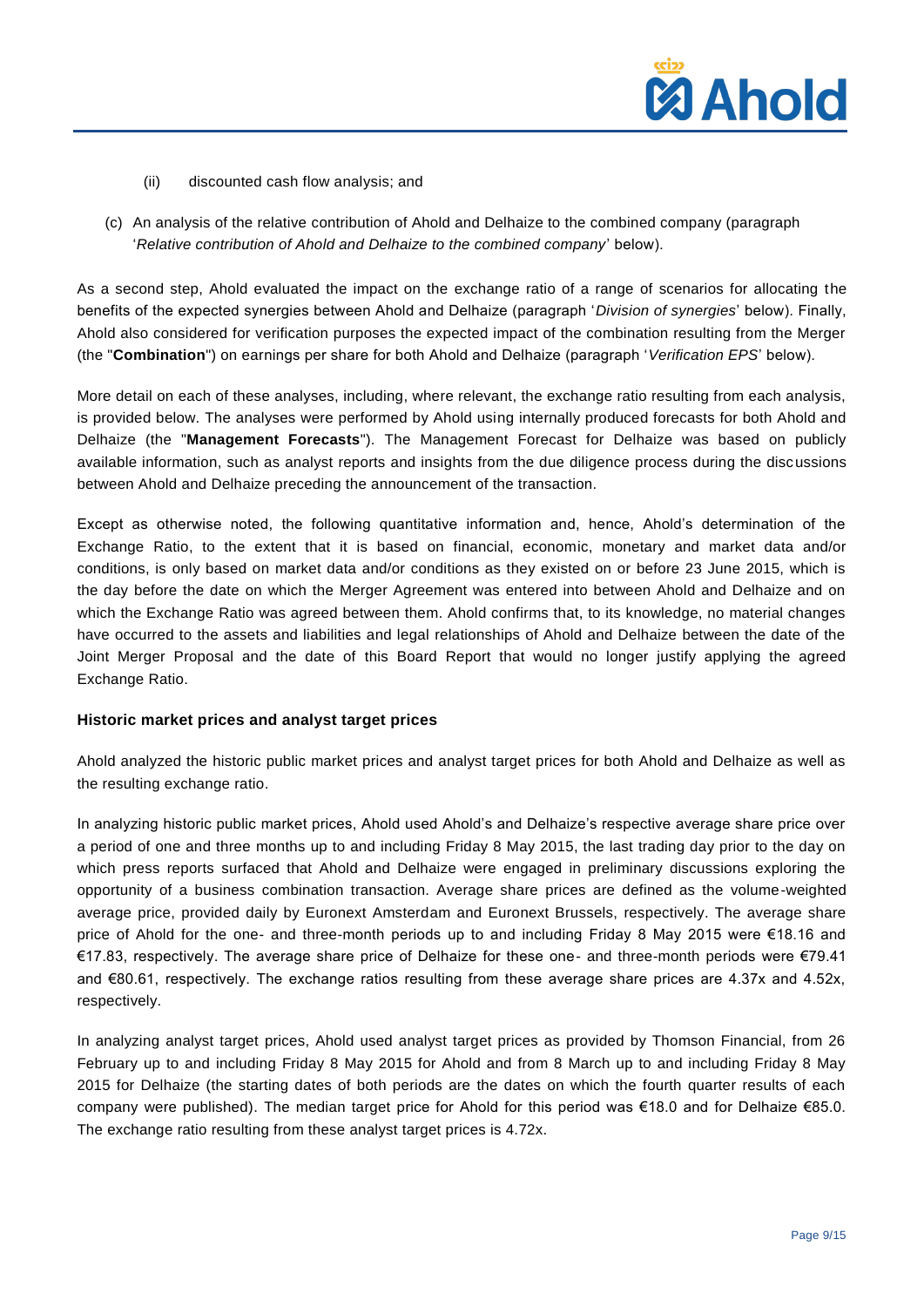(ii) discounted cash flow analysis; and

(c) An analysis of the relative contribution of Ahold and Delhaize to the combined company (paragraph '*Relative contribution of Ahold and Delhaize to the combined company*' below).

As a second step, Ahold evaluated the impact on the exchange ratio of a range of scenarios for allocating the benefits of the expected synergies between Ahold and Delhaize (paragraph '*Division of synergies*' below). Finally, Ahold also considered for verification purposes the expected impact of the combination resulting from the Merger (the "**Combination**") on earnings per share for both Ahold and Delhaize (paragraph '*Verification EPS*' below).

More detail on each of these analyses, including, where relevant, the exchange ratio resulting from each analysis, is provided below. The analyses were performed by Ahold using internally produced forecasts for both Ahold and Delhaize (the "**Management Forecasts**"). The Management Forecast for Delhaize was based on publicly available information, such as analyst reports and insights from the due diligence process during the discussions between Ahold and Delhaize preceding the announcement of the transaction.

Except as otherwise noted, the following quantitative information and, hence, Ahold's determination of the Exchange Ratio, to the extent that it is based on financial, economic, monetary and market data and/or conditions, is only based on market data and/or conditions as they existed on or before 23 June 2015, which is the day before the date on which the Merger Agreement was entered into between Ahold and Delhaize and on which the Exchange Ratio was agreed between them. Ahold confirms that, to its knowledge, no material changes have occurred to the assets and liabilities and legal relationships of Ahold and Delhaize between the date of the Joint Merger Proposal and the date of this Board Report that would no longer justify applying the agreed Exchange Ratio.

**Historic market prices and analyst target prices**

Ahold analyzed the historic public market prices and analyst target prices for both Ahold and Delhaize as well as the resulting exchange ratio.

In analyzing historic public market prices, Ahold used Ahold's and Delhaize's respective average share price over a period of one and three months up to and including Friday 8 May 2015, the last trading day prior to the day on which press reports surfaced that Ahold and Delhaize were engaged in preliminary discussions exploring the opportunity of a business combination transaction. Average share prices are defined as the volume-weighted average price, provided daily by Euronext Amsterdam and Euronext Brussels, respectively. The average share price of Ahold for the one- and three-month periods up to and including Friday 8 May 2015 were €18.16 and €17.83, respectively. The average share price of Delhaize for these one- and three-month periods were €79.41 and €80.61, respectively. The exchange ratios resulting from these average share prices are 4.37x and 4.52x, respectively.

In analyzing analyst target prices, Ahold used analyst target prices as provided by Thomson Financial, from 26 February up to and including Friday 8 May 2015 for Ahold and from 8 March up to and including Friday 8 May 2015 for Delhaize (the starting dates of both periods are the dates on which the fourth quarter results of each company were published). The median target price for Ahold for this period was €18.0 and for Delhaize €85.0. The exchange ratio resulting from these analyst target prices is 4.72x.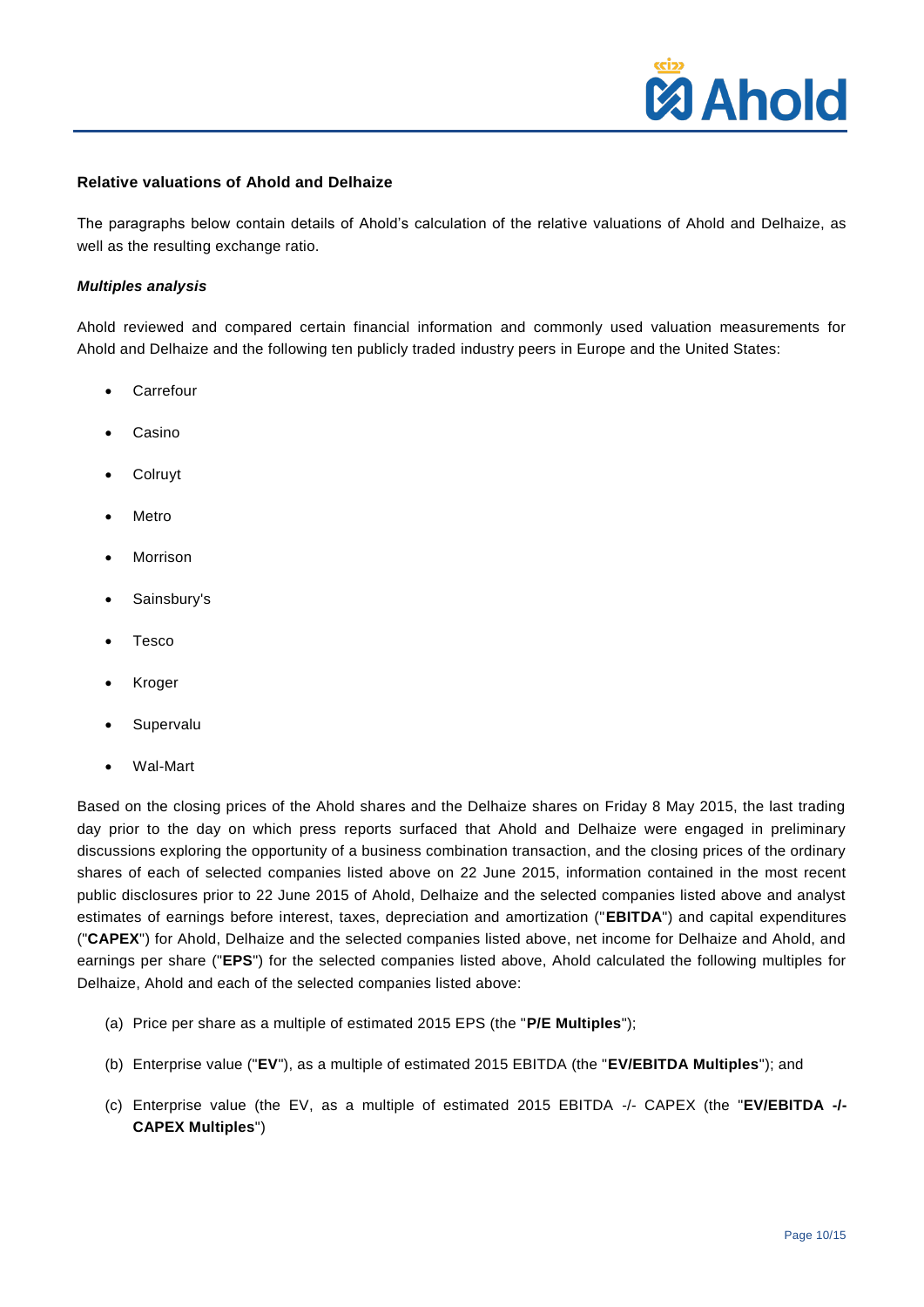### Relative valuations of Ahold and Delhaize

The paragraphs below contain details of Ahold's calculation of the relative valuations of Ahold and Delhaize, as well as the resulting exchange ratio.

***Multiples analysis***

Ahold reviewed and compared certain financial information and commonly used valuation measurements for Ahold and Delhaize and the following ten publicly traded industry peers in Europe and the United States:

- Carrefour
- Casino
- Colruyt
- Metro
- Morrison
- Sainsbury's
- Tesco
- Kroger
- Supervalu
- Wal-Mart

Based on the closing prices of the Ahold shares and the Delhaize shares on Friday 8 May 2015, the last trading day prior to the day on which press reports surfaced that Ahold and Delhaize were engaged in preliminary discussions exploring the opportunity of a business combination transaction, and the closing prices of the ordinary shares of each of selected companies listed above on 22 June 2015, information contained in the most recent public disclosures prior to 22 June 2015 of Ahold, Delhaize and the selected companies listed above and analyst estimates of earnings before interest, taxes, depreciation and amortization ("**EBITDA**") and capital expenditures ("**CAPEX**") for Ahold, Delhaize and the selected companies listed above, net income for Delhaize and Ahold, and earnings per share ("**EPS**") for the selected companies listed above, Ahold calculated the following multiples for Delhaize, Ahold and each of the selected companies listed above:

(a) Price per share as a multiple of estimated 2015 EPS (the "**P/E Multiples**");

(b) Enterprise value ("**EV**"), as a multiple of estimated 2015 EBITDA (the "**EV/EBITDA Multiples**"); and

(c) Enterprise value (the EV, as a multiple of estimated 2015 EBITDA -/- CAPEX (the "**EV/EBITDA -/- CAPEX Multiples**")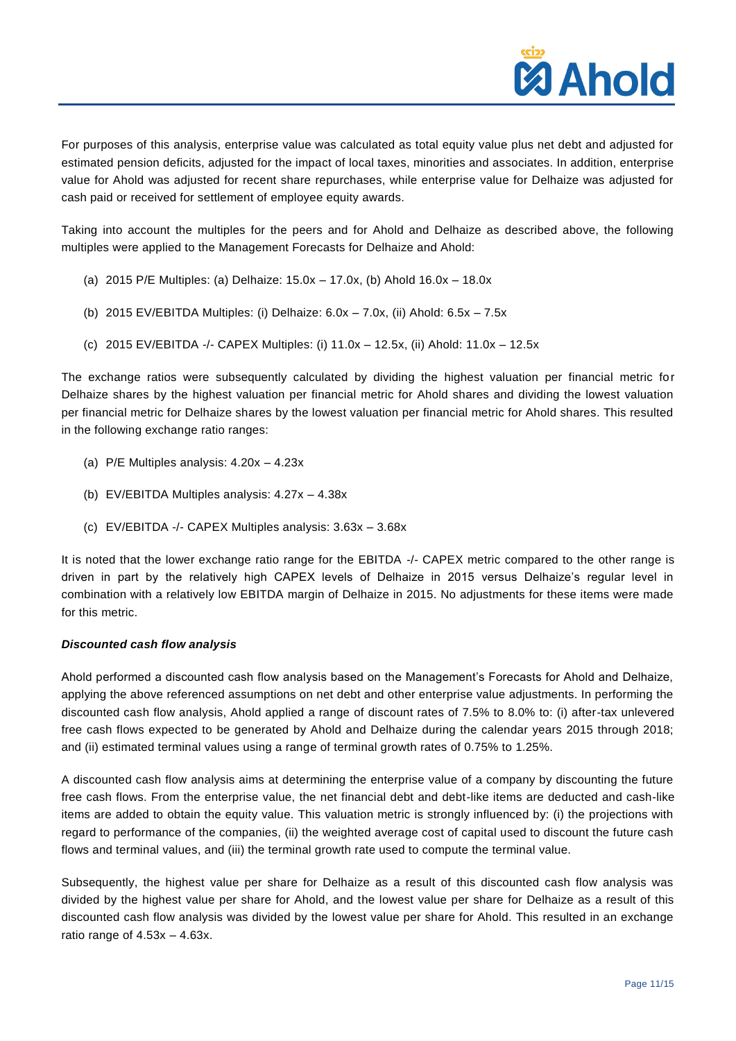For purposes of this analysis, enterprise value was calculated as total equity value plus net debt and adjusted for estimated pension deficits, adjusted for the impact of local taxes, minorities and associates. In addition, enterprise value for Ahold was adjusted for recent share repurchases, while enterprise value for Delhaize was adjusted for cash paid or received for settlement of employee equity awards.

Taking into account the multiples for the peers and for Ahold and Delhaize as described above, the following multiples were applied to the Management Forecasts for Delhaize and Ahold:

(a) 2015 P/E Multiples: (a) Delhaize: 15.0x – 17.0x, (b) Ahold 16.0x – 18.0x

(b) 2015 EV/EBITDA Multiples: (i) Delhaize: 6.0x – 7.0x, (ii) Ahold: 6.5x – 7.5x

(c) 2015 EV/EBITDA -/- CAPEX Multiples: (i) 11.0x – 12.5x, (ii) Ahold: 11.0x – 12.5x

The exchange ratios were subsequently calculated by dividing the highest valuation per financial metric for Delhaize shares by the highest valuation per financial metric for Ahold shares and dividing the lowest valuation per financial metric for Delhaize shares by the lowest valuation per financial metric for Ahold shares. This resulted in the following exchange ratio ranges:

(a) P/E Multiples analysis: 4.20x – 4.23x

(b) EV/EBITDA Multiples analysis: 4.27x – 4.38x

(c) EV/EBITDA -/- CAPEX Multiples analysis: 3.63x – 3.68x

It is noted that the lower exchange ratio range for the EBITDA -/- CAPEX metric compared to the other range is driven in part by the relatively high CAPEX levels of Delhaize in 2015 versus Delhaize's regular level in combination with a relatively low EBITDA margin of Delhaize in 2015. No adjustments for these items were made for this metric.

***Discounted cash flow analysis***

Ahold performed a discounted cash flow analysis based on the Management's Forecasts for Ahold and Delhaize, applying the above referenced assumptions on net debt and other enterprise value adjustments. In performing the discounted cash flow analysis, Ahold applied a range of discount rates of 7.5% to 8.0% to: (i) after-tax unlevered free cash flows expected to be generated by Ahold and Delhaize during the calendar years 2015 through 2018; and (ii) estimated terminal values using a range of terminal growth rates of 0.75% to 1.25%.

A discounted cash flow analysis aims at determining the enterprise value of a company by discounting the future free cash flows. From the enterprise value, the net financial debt and debt-like items are deducted and cash-like items are added to obtain the equity value. This valuation metric is strongly influenced by: (i) the projections with regard to performance of the companies, (ii) the weighted average cost of capital used to discount the future cash flows and terminal values, and (iii) the terminal growth rate used to compute the terminal value.

Subsequently, the highest value per share for Delhaize as a result of this discounted cash flow analysis was divided by the highest value per share for Ahold, and the lowest value per share for Delhaize as a result of this discounted cash flow analysis was divided by the lowest value per share for Ahold. This resulted in an exchange ratio range of 4.53x – 4.63x.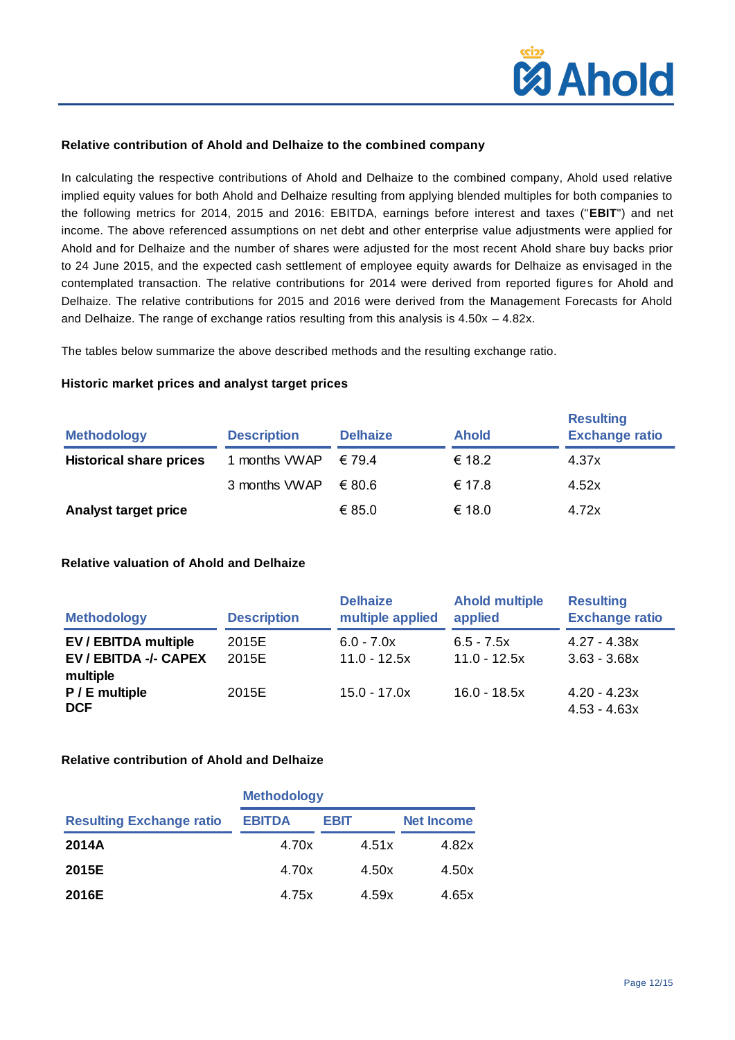**Relative contribution of Ahold and Delhaize to the combined company**

In calculating the respective contributions of Ahold and Delhaize to the combined company, Ahold used relative implied equity values for both Ahold and Delhaize resulting from applying blended multiples for both companies to the following metrics for 2014, 2015 and 2016: EBITDA, earnings before interest and taxes ("**EBIT**") and net income. The above referenced assumptions on net debt and other enterprise value adjustments were applied for Ahold and for Delhaize and the number of shares were adjusted for the most recent Ahold share buy backs prior to 24 June 2015, and the expected cash settlement of employee equity awards for Delhaize as envisaged in the contemplated transaction. The relative contributions for 2014 were derived from reported figures for Ahold and Delhaize. The relative contributions for 2015 and 2016 were derived from the Management Forecasts for Ahold and Delhaize. The range of exchange ratios resulting from this analysis is 4.50x – 4.82x.

The tables below summarize the above described methods and the resulting exchange ratio.

**Historic market prices and analyst target prices**

| Methodology | Description | Delhaize | Ahold | Resulting Exchange ratio |
|---|---|---|---|---|
| **Historical share prices** | 1 months VWAP | € 79.4 | € 18.2 | 4.37x |
| | 3 months VWAP | € 80.6 | € 17.8 | 4.52x |
| **Analyst target price** | | € 85.0 | € 18.0 | 4.72x |

**Relative valuation of Ahold and Delhaize**

| Methodology | Description | Delhaize multiple applied | Ahold multiple applied | Resulting Exchange ratio |
|---|---|---|---|---|
| **EV / EBITDA multiple** | 2015E | 6.0 - 7.0x | 6.5 - 7.5x | 4.27 - 4.38x |
| **EV / EBITDA -/- CAPEX multiple** | 2015E | 11.0 - 12.5x | 11.0 - 12.5x | 3.63 - 3.68x |
| **P / E multiple** | 2015E | 15.0 - 17.0x | 16.0 - 18.5x | 4.20 - 4.23x |
| **DCF** | | | | 4.53 - 4.63x |

**Relative contribution of Ahold and Delhaize**

| | Methodology | | |
|---|---|---|---|
| **Resulting Exchange ratio** | **EBITDA** | **EBIT** | **Net Income** |
| **2014A** | 4.70x | 4.51x | 4.82x |
| **2015E** | 4.70x | 4.50x | 4.50x |
| **2016E** | 4.75x | 4.59x | 4.65x |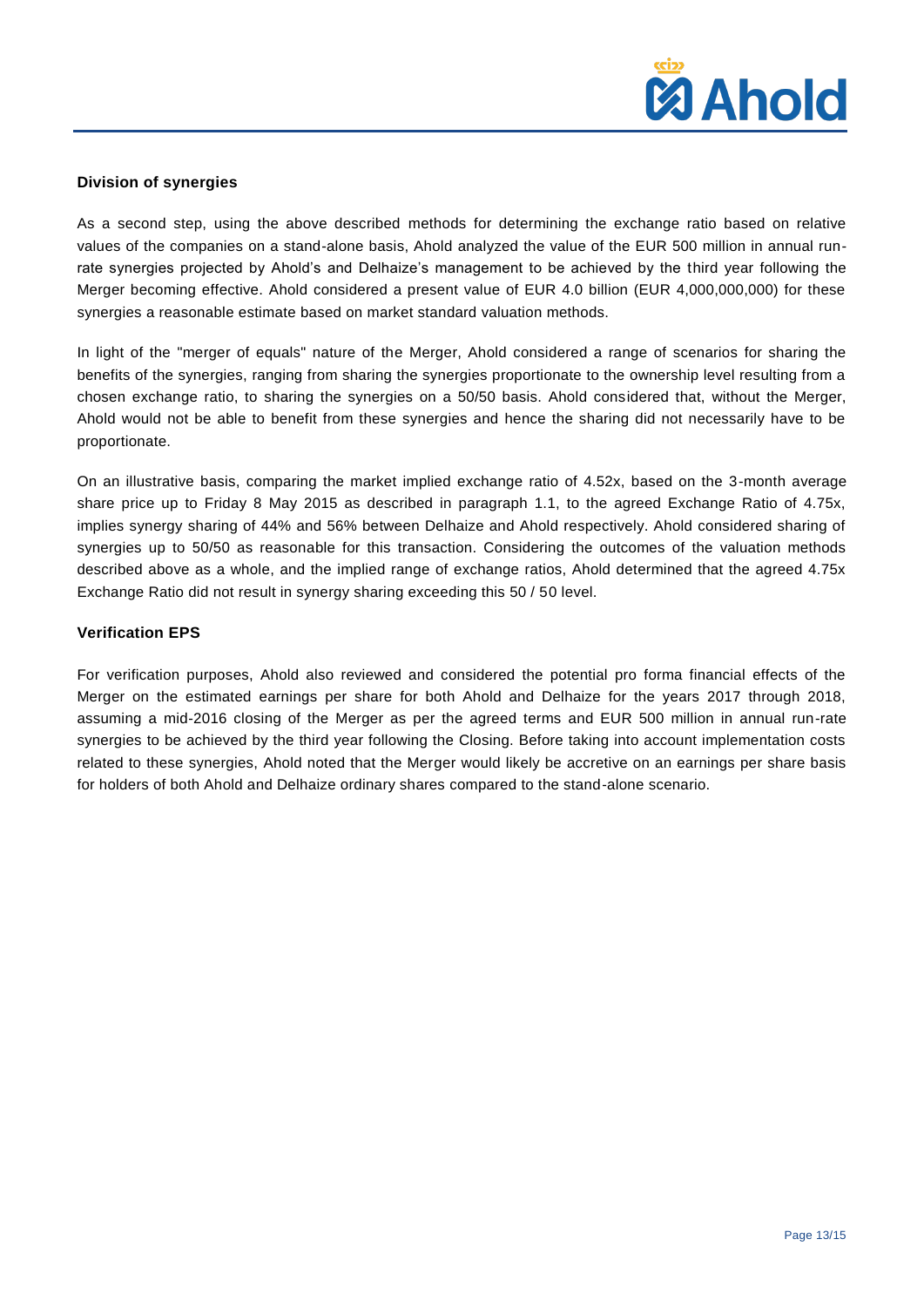**Division of synergies**

As a second step, using the above described methods for determining the exchange ratio based on relative values of the companies on a stand-alone basis, Ahold analyzed the value of the EUR 500 million in annual run-rate synergies projected by Ahold's and Delhaize's management to be achieved by the third year following the Merger becoming effective. Ahold considered a present value of EUR 4.0 billion (EUR 4,000,000,000) for these synergies a reasonable estimate based on market standard valuation methods.

In light of the "merger of equals" nature of the Merger, Ahold considered a range of scenarios for sharing the benefits of the synergies, ranging from sharing the synergies proportionate to the ownership level resulting from a chosen exchange ratio, to sharing the synergies on a 50/50 basis. Ahold considered that, without the Merger, Ahold would not be able to benefit from these synergies and hence the sharing did not necessarily have to be proportionate.

On an illustrative basis, comparing the market implied exchange ratio of 4.52x, based on the 3-month average share price up to Friday 8 May 2015 as described in paragraph 1.1, to the agreed Exchange Ratio of 4.75x, implies synergy sharing of 44% and 56% between Delhaize and Ahold respectively. Ahold considered sharing of synergies up to 50/50 as reasonable for this transaction. Considering the outcomes of the valuation methods described above as a whole, and the implied range of exchange ratios, Ahold determined that the agreed 4.75x Exchange Ratio did not result in synergy sharing exceeding this 50 / 50 level.

**Verification EPS**

For verification purposes, Ahold also reviewed and considered the potential pro forma financial effects of the Merger on the estimated earnings per share for both Ahold and Delhaize for the years 2017 through 2018, assuming a mid-2016 closing of the Merger as per the agreed terms and EUR 500 million in annual run-rate synergies to be achieved by the third year following the Closing. Before taking into account implementation costs related to these synergies, Ahold noted that the Merger would likely be accretive on an earnings per share basis for holders of both Ahold and Delhaize ordinary shares compared to the stand-alone scenario.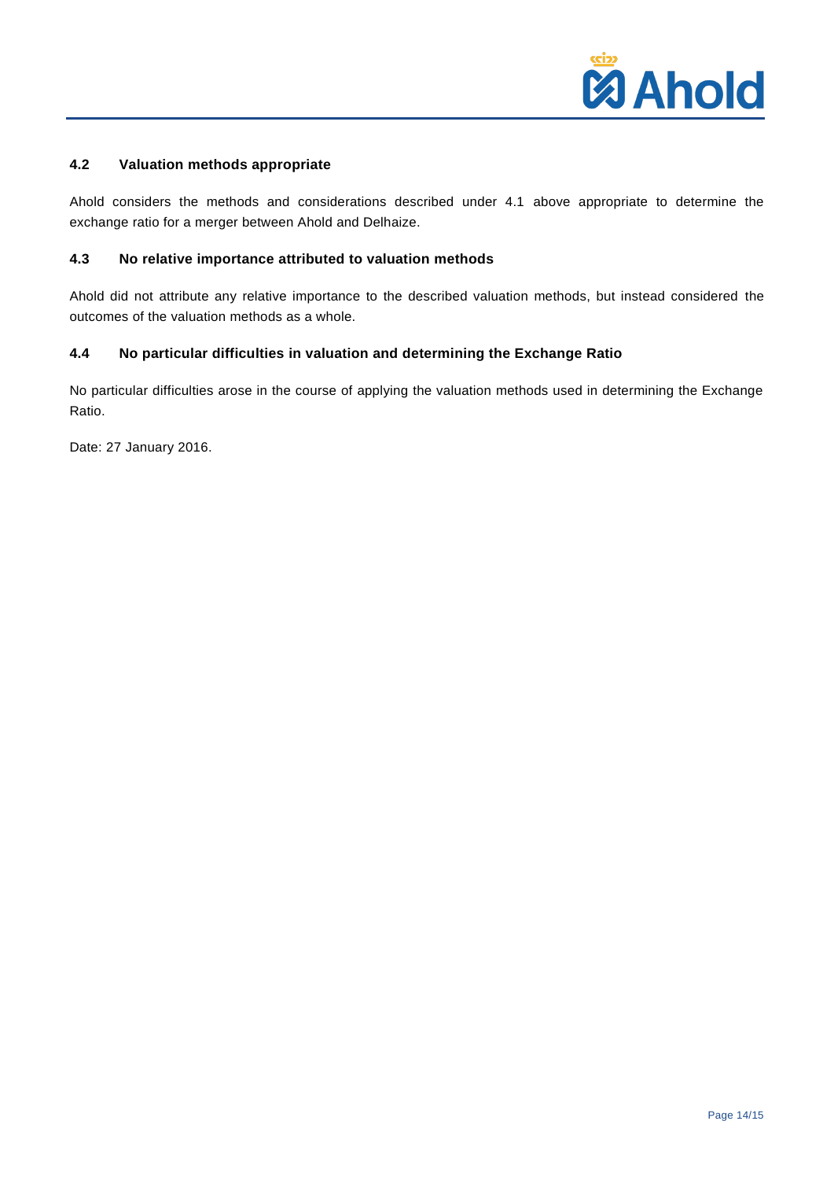### 4.2 Valuation methods appropriate

Ahold considers the methods and considerations described under 4.1 above appropriate to determine the exchange ratio for a merger between Ahold and Delhaize.

### 4.3 No relative importance attributed to valuation methods

Ahold did not attribute any relative importance to the described valuation methods, but instead considered the outcomes of the valuation methods as a whole.

### 4.4 No particular difficulties in valuation and determining the Exchange Ratio

No particular difficulties arose in the course of applying the valuation methods used in determining the Exchange Ratio.

Date: 27 January 2016.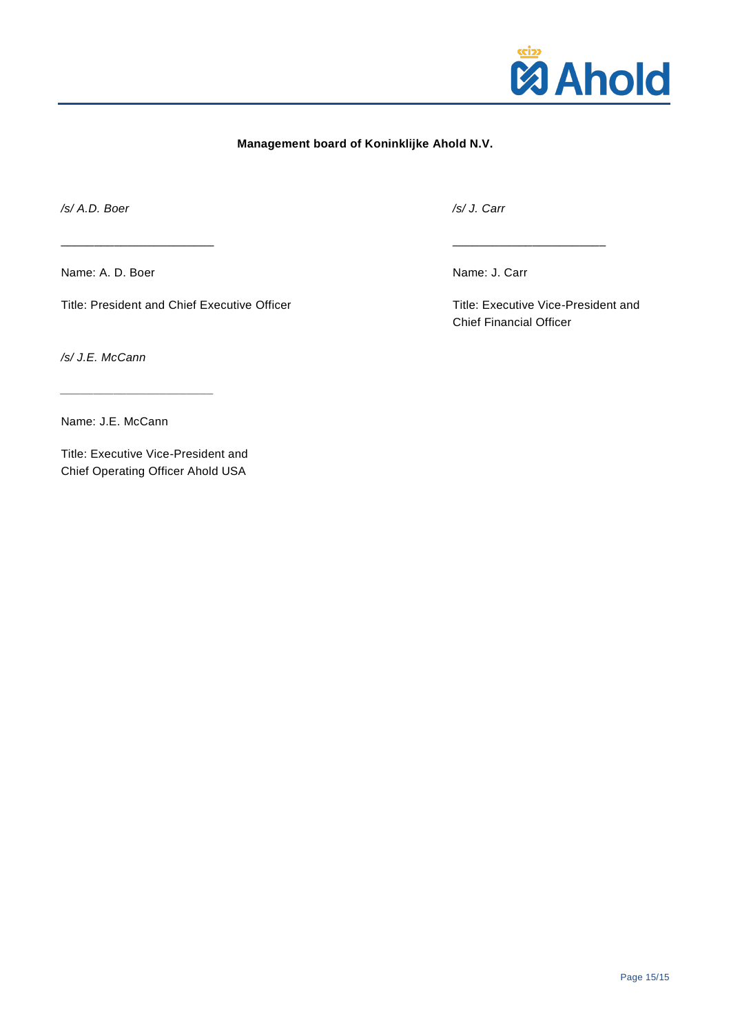**Management board of Koninklijke Ahold N.V.**

*/s/ A.D. Boer*

______________________

Name: A. D. Boer

Title: President and Chief Executive Officer

*/s/ J. Carr*

______________________

Name: J. Carr

Title: Executive Vice-President and Chief Financial Officer

*/s/ J.E. McCann*

______________________

Name: J.E. McCann

Title: Executive Vice-President and Chief Operating Officer Ahold USA